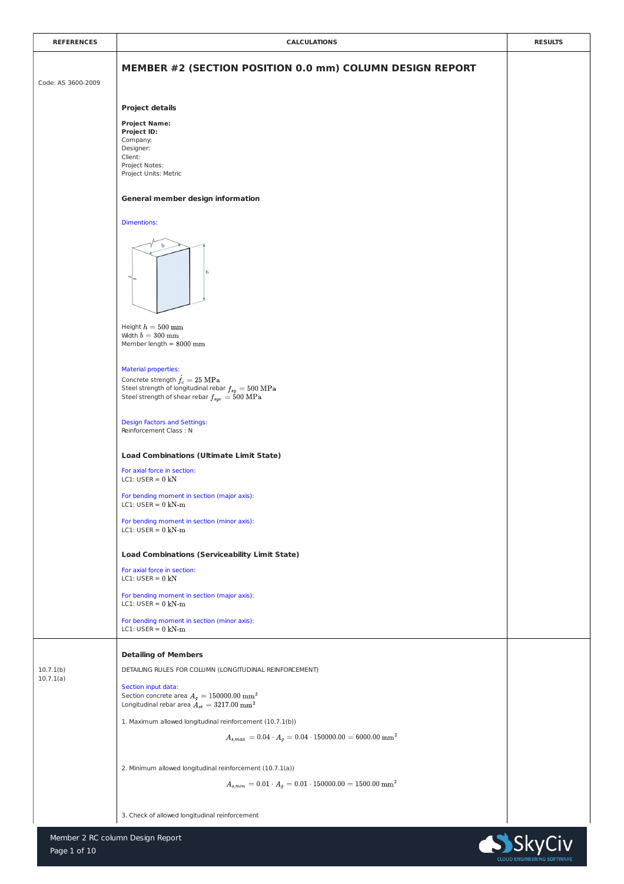| REFERENCES | CALCULATIONS | RESULTS |
|---|---|---|
| Code: AS 3600-2009 | **MEMBER #2 (SECTION POSITION 0.0 mm) COLUMN DESIGN REPORT** | |

## MEMBER #2 (SECTION POSITION 0.0 mm) COLUMN DESIGN REPORT

Code: AS 3600-2009

### Project details

**Project Name:**
**Project ID:**
Company:
Designer:
Client:
Project Notes:
Project Units: Metric

### General member design information

Dimentions:

Height $h = 500\ \mathrm{mm}$
Width $b = 300\ \mathrm{mm}$
Member length = $8000\ \mathrm{mm}$

Material properties:

Concrete strength $f'_c = 25\ \mathrm{MPa}$
Steel strength of longitudinal rebar $f_{sy} = 500\ \mathrm{MPa}$
Steel strength of shear rebar $f_{syv} = 500\ \mathrm{MPa}$

Design Factors and Settings:
Reinforcement Class : N

### Load Combinations (Ultimate Limit State)

For axial force in section:
LC1: USER = $0\ \mathrm{kN}$

For bending moment in section (major axis):
LC1: USER = $0\ \mathrm{kN\text{-}m}$

For bending moment in section (minor axis):
LC1: USER = $0\ \mathrm{kN\text{-}m}$

### Load Combinations (Serviceability Limit State)

For axial force in section:
LC1: USER = $0\ \mathrm{kN}$

For bending moment in section (major axis):
LC1: USER = $0\ \mathrm{kN\text{-}m}$

For bending moment in section (minor axis):
LC1: USER = $0\ \mathrm{kN\text{-}m}$

### Detailing of Members

References: 10.7.1(b), 10.7.1(a)

DETAILING RULES FOR COLUMN (LONGITUDINAL REINFORCEMENT)

Section input data:
Section concrete area $A_g = 150000.00\ \mathrm{mm}^2$
Longitudinal rebar area $A_{st} = 3217.00\ \mathrm{mm}^2$

1. Maximum allowed longitudinal reinforcement (10.7.1(b))

$$A_{s,max} = 0.04 \cdot A_g = 0.04 \cdot 150000.00 = 6000.00\ \mathrm{mm}^2$$

2. Minimum allowed longitudinal reinforcement (10.7.1(a))

$$A_{s,min} = 0.01 \cdot A_g = 0.01 \cdot 150000.00 = 1500.00\ \mathrm{mm}^2$$

3. Check of allowed longitudinal reinforcement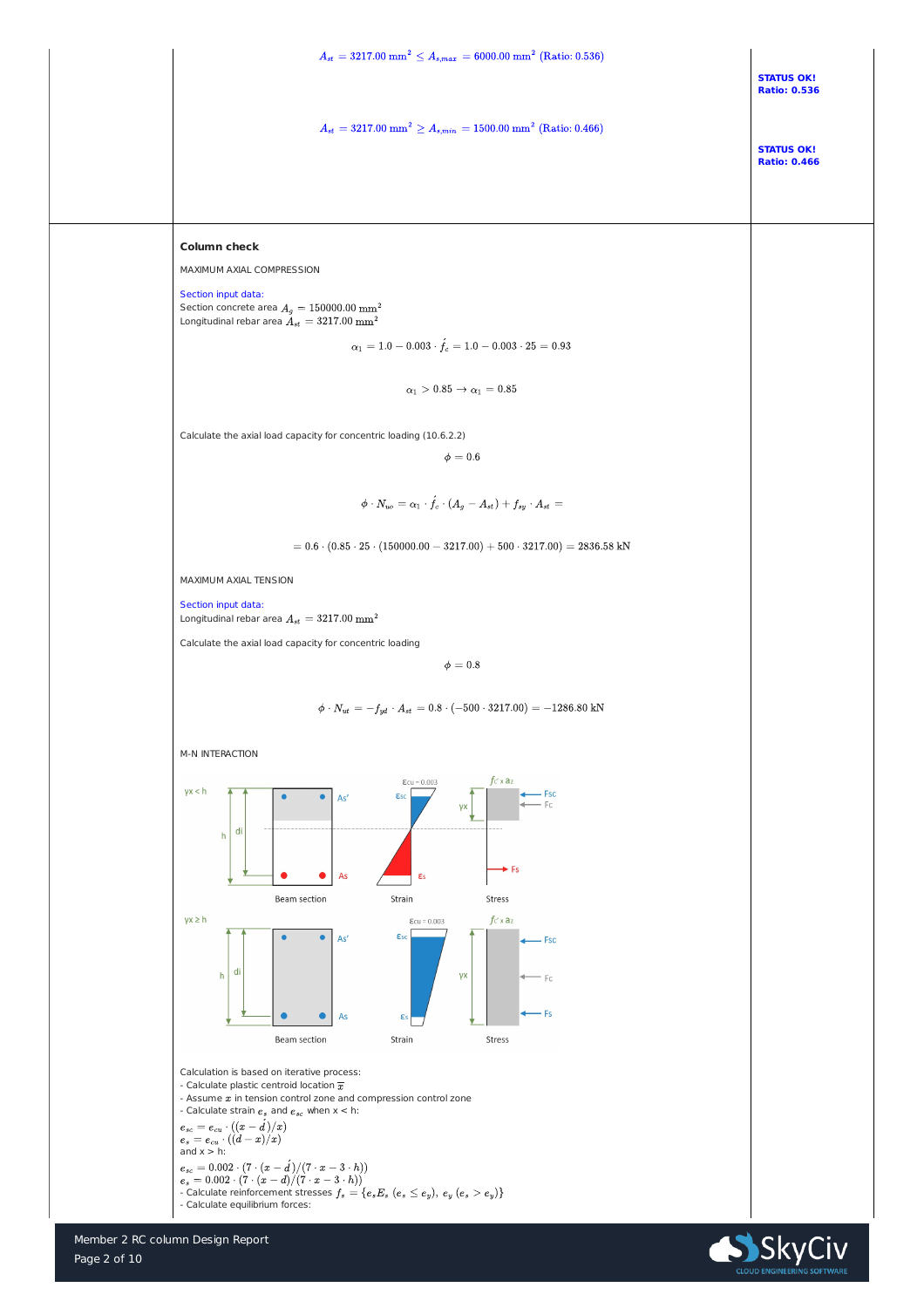$$A_{st} = 3217.00 \text{ mm}^2 \leq A_{s,max} = 6000.00 \text{ mm}^2 \text{ (Ratio: 0.536)}$$

**STATUS OK!**
**Ratio: 0.536**

$$A_{st} = 3217.00 \text{ mm}^2 \geq A_{s,min} = 1500.00 \text{ mm}^2 \text{ (Ratio: 0.466)}$$

**STATUS OK!**
**Ratio: 0.466**

**Column check**

MAXIMUM AXIAL COMPRESSION

Section input data:
Section concrete area $A_g = 150000.00 \text{ mm}^2$
Longitudinal rebar area $A_{st} = 3217.00 \text{ mm}^2$

$$\alpha_1 = 1.0 - 0.003 \cdot \acute{f_c} = 1.0 - 0.003 \cdot 25 = 0.93$$

$$\alpha_1 > 0.85 \rightarrow \alpha_1 = 0.85$$

Calculate the axial load capacity for concentric loading (10.6.2.2)

$$\phi = 0.6$$

$$\phi \cdot N_{uo} = \alpha_1 \cdot \acute{f_c} \cdot (A_g - A_{st}) + f_{sy} \cdot A_{st} =$$

$$= 0.6 \cdot (0.85 \cdot 25 \cdot (150000.00 - 3217.00) + 500 \cdot 3217.00) = 2836.58 \text{ kN}$$

MAXIMUM AXIAL TENSION

Section input data:
Longitudinal rebar area $A_{st} = 3217.00 \text{ mm}^2$

Calculate the axial load capacity for concentric loading

$$\phi = 0.8$$

$$\phi \cdot N_{ut} = -f_{yd} \cdot A_{st} = 0.8 \cdot (-500 \cdot 3217.00) = -1286.80 \text{ kN}$$

M-N INTERACTION

Calculation is based on iterative process:
- Calculate plastic centroid location $\overline{x}$
- Assume $x$ in tension control zone and compression control zone
- Calculate strain $e_s$ and $e_{sc}$ when x < h:

$e_{sc} = e_{cu} \cdot ((x - \acute{d})/x)$
$e_s = e_{cu} \cdot ((d - x)/x)$
and x > h:
$e_{sc} = 0.002 \cdot (7 \cdot (x - \acute{d})/(7 \cdot x - 3 \cdot h))$
$e_s = 0.002 \cdot (7 \cdot (x - d)/(7 \cdot x - 3 \cdot h))$
- Calculate reinforcement stresses $f_s = \{e_s E_s \ (e_s \leq e_y),\ e_y \ (e_s > e_y)\}$
- Calculate equilibrium forces: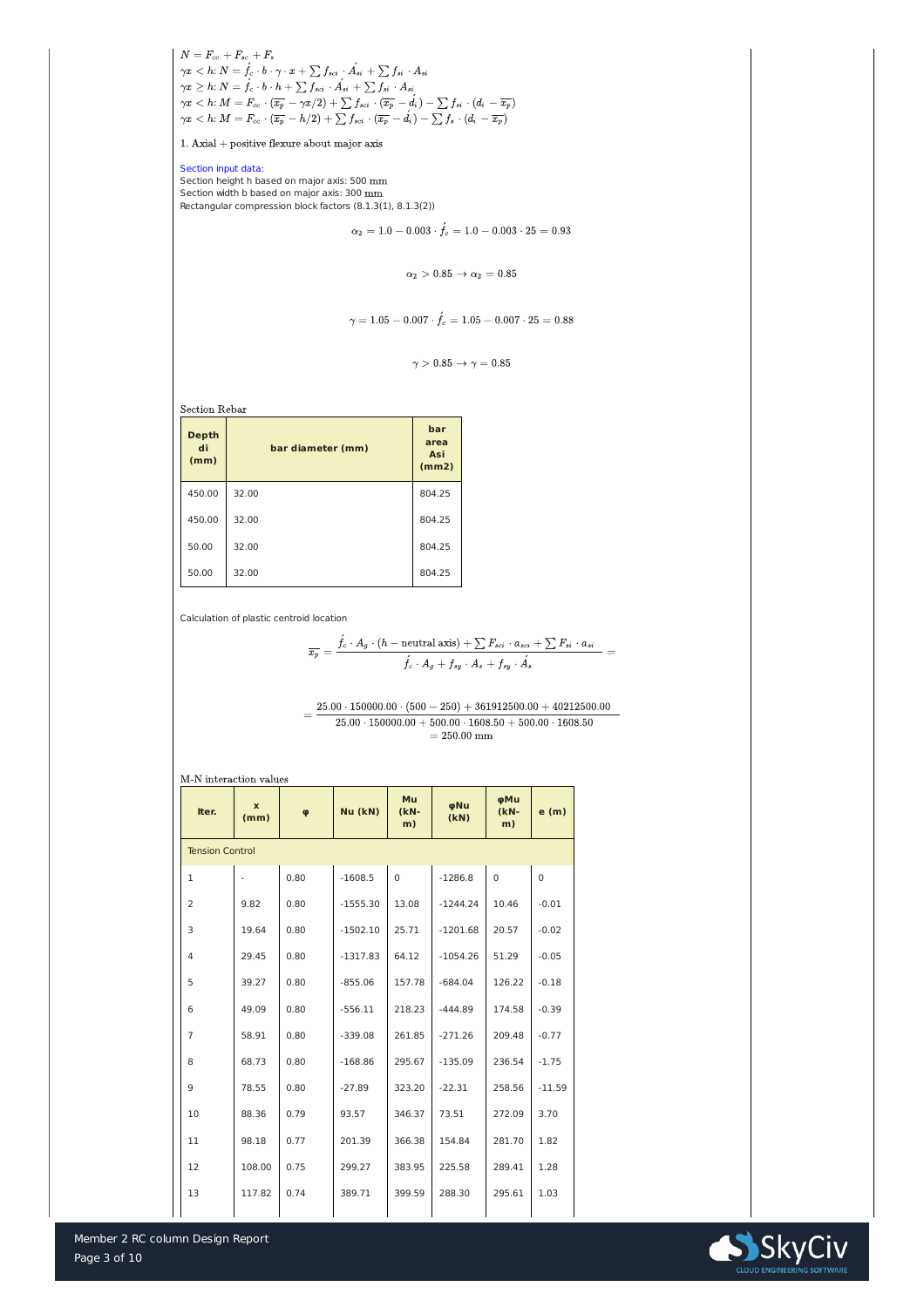$$N = F_{cc} + F_{sc} + F_s$$

$$\gamma x < h: N = \acute{f_c} \cdot b \cdot \gamma \cdot x + \sum f_{sci} \cdot \acute{A_{si}} + \sum f_{si} \cdot A_{si}$$

$$\gamma x \geq h: N = \acute{f_c} \cdot b \cdot h + \sum f_{sci} \cdot \acute{A_{si}} + \sum f_{si} \cdot A_{si}$$

$$\gamma x < h: M = F_{cc} \cdot (\overline{x_p} - \gamma x/2) + \sum f_{sci} \cdot (\overline{x_p} - \acute{d_i}) - \sum f_{si} \cdot (d_i - \overline{x_p})$$

$$\gamma x < h: M = F_{cc} \cdot (\overline{x_p} - h/2) + \sum f_{sci} \cdot (\overline{x_p} - \acute{d_i}) - \sum f_s \cdot (d_i - \overline{x_p})$$

1. Axial + positive flexure about major axis

Section input data:

Section height h based on major axis: 500 mm

Section width b based on major axis: 300 mm

Rectangular compression block factors (8.1.3(1), 8.1.3(2))

$$\alpha_2 = 1.0 - 0.003 \cdot \acute{f_c} = 1.0 - 0.003 \cdot 25 = 0.93$$

$$\alpha_2 > 0.85 \rightarrow \alpha_2 = 0.85$$

$$\gamma = 1.05 - 0.007 \cdot \acute{f_c} = 1.05 - 0.007 \cdot 25 = 0.88$$

$$\gamma > 0.85 \rightarrow \gamma = 0.85$$

Section Rebar

| Depth di (mm) | bar diameter (mm) | bar area Asi (mm2) |
|---|---|---|
| 450.00 | 32.00 | 804.25 |
| 450.00 | 32.00 | 804.25 |
| 50.00 | 32.00 | 804.25 |
| 50.00 | 32.00 | 804.25 |

Calculation of plastic centroid location

$$\overline{x_p} = \frac{\acute{f_c} \cdot A_g \cdot (h - \text{neutral axis}) + \sum F_{sci} \cdot a_{sci} + \sum F_{si} \cdot a_{si}}{\acute{f_c} \cdot A_g + f_{sy} \cdot A_s + f_{sy} \cdot \acute{A_s}} =$$

$$= \frac{25.00 \cdot 150000.00 \cdot (500 - 250) + 361912500.00 + 40212500.00}{25.00 \cdot 150000.00 + 500.00 \cdot 1608.50 + 500.00 \cdot 1608.50} = 250.00 \text{ mm}$$

M-N interaction values

| Iter. | x (mm) | φ | Nu (kN) | Mu (kN-m) | φNu (kN) | φMu (kN-m) | e (m) |
|---|---|---|---|---|---|---|---|
| Tension Control | | | | | | | |
| 1 | - | 0.80 | -1608.5 | 0 | -1286.8 | 0 | 0 |
| 2 | 9.82 | 0.80 | -1555.30 | 13.08 | -1244.24 | 10.46 | -0.01 |
| 3 | 19.64 | 0.80 | -1502.10 | 25.71 | -1201.68 | 20.57 | -0.02 |
| 4 | 29.45 | 0.80 | -1317.83 | 64.12 | -1054.26 | 51.29 | -0.05 |
| 5 | 39.27 | 0.80 | -855.06 | 157.78 | -684.04 | 126.22 | -0.18 |
| 6 | 49.09 | 0.80 | -556.11 | 218.23 | -444.89 | 174.58 | -0.39 |
| 7 | 58.91 | 0.80 | -339.08 | 261.85 | -271.26 | 209.48 | -0.77 |
| 8 | 68.73 | 0.80 | -168.86 | 295.67 | -135.09 | 236.54 | -1.75 |
| 9 | 78.55 | 0.80 | -27.89 | 323.20 | -22.31 | 258.56 | -11.59 |
| 10 | 88.36 | 0.79 | 93.57 | 346.37 | 73.51 | 272.09 | 3.70 |
| 11 | 98.18 | 0.77 | 201.39 | 366.38 | 154.84 | 281.70 | 1.82 |
| 12 | 108.00 | 0.75 | 299.27 | 383.95 | 225.58 | 289.41 | 1.28 |
| 13 | 117.82 | 0.74 | 389.71 | 399.59 | 288.30 | 295.61 | 1.03 |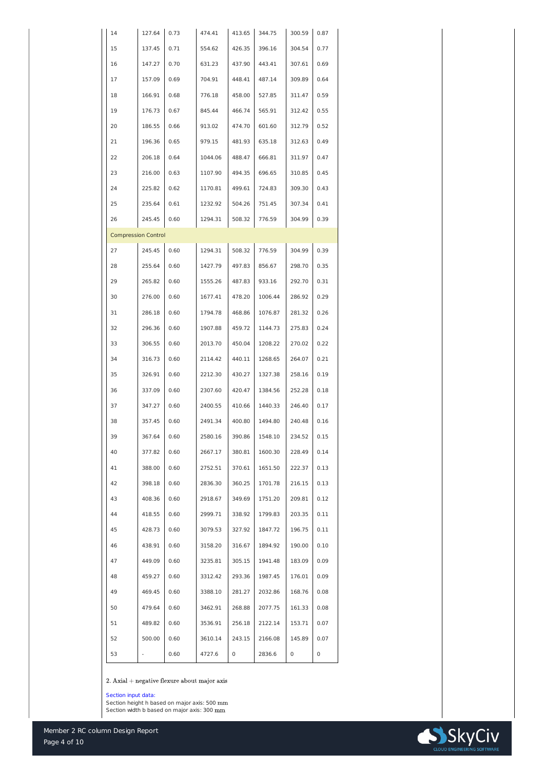| | | | | | | | |
|---|---|---|---|---|---|---|---|
| 14 | 127.64 | 0.73 | 474.41 | 413.65 | 344.75 | 300.59 | 0.87 |
| 15 | 137.45 | 0.71 | 554.62 | 426.35 | 396.16 | 304.54 | 0.77 |
| 16 | 147.27 | 0.70 | 631.23 | 437.90 | 443.41 | 307.61 | 0.69 |
| 17 | 157.09 | 0.69 | 704.91 | 448.41 | 487.14 | 309.89 | 0.64 |
| 18 | 166.91 | 0.68 | 776.18 | 458.00 | 527.85 | 311.47 | 0.59 |
| 19 | 176.73 | 0.67 | 845.44 | 466.74 | 565.91 | 312.42 | 0.55 |
| 20 | 186.55 | 0.66 | 913.02 | 474.70 | 601.60 | 312.79 | 0.52 |
| 21 | 196.36 | 0.65 | 979.15 | 481.93 | 635.18 | 312.63 | 0.49 |
| 22 | 206.18 | 0.64 | 1044.06 | 488.47 | 666.81 | 311.97 | 0.47 |
| 23 | 216.00 | 0.63 | 1107.90 | 494.35 | 696.65 | 310.85 | 0.45 |
| 24 | 225.82 | 0.62 | 1170.81 | 499.61 | 724.83 | 309.30 | 0.43 |
| 25 | 235.64 | 0.61 | 1232.92 | 504.26 | 751.45 | 307.34 | 0.41 |
| 26 | 245.45 | 0.60 | 1294.31 | 508.32 | 776.59 | 304.99 | 0.39 |
| Compression Control | | | | | | | |
| 27 | 245.45 | 0.60 | 1294.31 | 508.32 | 776.59 | 304.99 | 0.39 |
| 28 | 255.64 | 0.60 | 1427.79 | 497.83 | 856.67 | 298.70 | 0.35 |
| 29 | 265.82 | 0.60 | 1555.26 | 487.83 | 933.16 | 292.70 | 0.31 |
| 30 | 276.00 | 0.60 | 1677.41 | 478.20 | 1006.44 | 286.92 | 0.29 |
| 31 | 286.18 | 0.60 | 1794.78 | 468.86 | 1076.87 | 281.32 | 0.26 |
| 32 | 296.36 | 0.60 | 1907.88 | 459.72 | 1144.73 | 275.83 | 0.24 |
| 33 | 306.55 | 0.60 | 2013.70 | 450.04 | 1208.22 | 270.02 | 0.22 |
| 34 | 316.73 | 0.60 | 2114.42 | 440.11 | 1268.65 | 264.07 | 0.21 |
| 35 | 326.91 | 0.60 | 2212.30 | 430.27 | 1327.38 | 258.16 | 0.19 |
| 36 | 337.09 | 0.60 | 2307.60 | 420.47 | 1384.56 | 252.28 | 0.18 |
| 37 | 347.27 | 0.60 | 2400.55 | 410.66 | 1440.33 | 246.40 | 0.17 |
| 38 | 357.45 | 0.60 | 2491.34 | 400.80 | 1494.80 | 240.48 | 0.16 |
| 39 | 367.64 | 0.60 | 2580.16 | 390.86 | 1548.10 | 234.52 | 0.15 |
| 40 | 377.82 | 0.60 | 2667.17 | 380.81 | 1600.30 | 228.49 | 0.14 |
| 41 | 388.00 | 0.60 | 2752.51 | 370.61 | 1651.50 | 222.37 | 0.13 |
| 42 | 398.18 | 0.60 | 2836.30 | 360.25 | 1701.78 | 216.15 | 0.13 |
| 43 | 408.36 | 0.60 | 2918.67 | 349.69 | 1751.20 | 209.81 | 0.12 |
| 44 | 418.55 | 0.60 | 2999.71 | 338.92 | 1799.83 | 203.35 | 0.11 |
| 45 | 428.73 | 0.60 | 3079.53 | 327.92 | 1847.72 | 196.75 | 0.11 |
| 46 | 438.91 | 0.60 | 3158.20 | 316.67 | 1894.92 | 190.00 | 0.10 |
| 47 | 449.09 | 0.60 | 3235.81 | 305.15 | 1941.48 | 183.09 | 0.09 |
| 48 | 459.27 | 0.60 | 3312.42 | 293.36 | 1987.45 | 176.01 | 0.09 |
| 49 | 469.45 | 0.60 | 3388.10 | 281.27 | 2032.86 | 168.76 | 0.08 |
| 50 | 479.64 | 0.60 | 3462.91 | 268.88 | 2077.75 | 161.33 | 0.08 |
| 51 | 489.82 | 0.60 | 3536.91 | 256.18 | 2122.14 | 153.71 | 0.07 |
| 52 | 500.00 | 0.60 | 3610.14 | 243.15 | 2166.08 | 145.89 | 0.07 |
| 53 | - | 0.60 | 4727.6 | 0 | 2836.6 | 0 | 0 |

2. Axial + negative flexure about major axis

Section input data:

Section height h based on major axis: 500 mm

Section width b based on major axis: 300 mm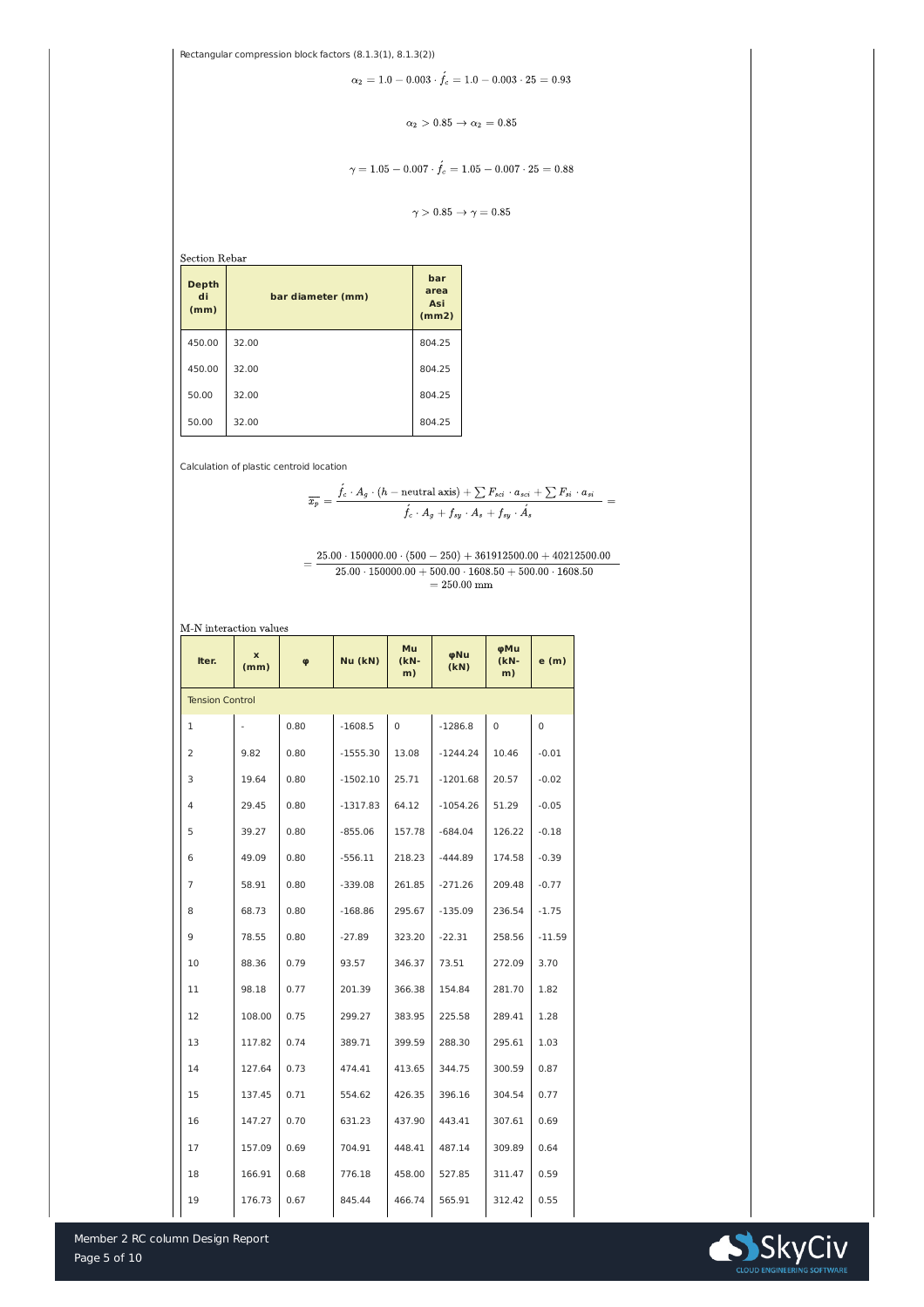Rectangular compression block factors (8.1.3(1), 8.1.3(2))

$$\alpha_2 = 1.0 - 0.003 \cdot \acute{f}_c = 1.0 - 0.003 \cdot 25 = 0.93$$

$$\alpha_2 > 0.85 \rightarrow \alpha_2 = 0.85$$

$$\gamma = 1.05 - 0.007 \cdot \acute{f}_c = 1.05 - 0.007 \cdot 25 = 0.88$$

$$\gamma > 0.85 \rightarrow \gamma = 0.85$$

Section Rebar

| Depth di (mm) | bar diameter (mm) | bar area Asi (mm2) |
|---|---|---|
| 450.00 | 32.00 | 804.25 |
| 450.00 | 32.00 | 804.25 |
| 50.00 | 32.00 | 804.25 |
| 50.00 | 32.00 | 804.25 |

Calculation of plastic centroid location

$$\overline{x_p} = \frac{\acute{f}_c \cdot A_g \cdot (h - \text{neutral axis}) + \sum F_{sci} \cdot a_{sci} + \sum F_{si} \cdot a_{si}}{\acute{f}_c \cdot A_g + f_{sy} \cdot A_s + f_{sy} \cdot \acute{A}_s} =$$

$$= \frac{25.00 \cdot 150000.00 \cdot (500 - 250) + 361912500.00 + 40212500.00}{25.00 \cdot 150000.00 + 500.00 \cdot 1608.50 + 500.00 \cdot 1608.50} = 250.00 \text{ mm}$$

M-N interaction values

| Iter. | x (mm) | φ | Nu (kN) | Mu (kN-m) | φNu (kN) | φMu (kN-m) | e (m) |
|---|---|---|---|---|---|---|---|
| Tension Control | | | | | | | |
| 1 | - | 0.80 | -1608.5 | 0 | -1286.8 | 0 | 0 |
| 2 | 9.82 | 0.80 | -1555.30 | 13.08 | -1244.24 | 10.46 | -0.01 |
| 3 | 19.64 | 0.80 | -1502.10 | 25.71 | -1201.68 | 20.57 | -0.02 |
| 4 | 29.45 | 0.80 | -1317.83 | 64.12 | -1054.26 | 51.29 | -0.05 |
| 5 | 39.27 | 0.80 | -855.06 | 157.78 | -684.04 | 126.22 | -0.18 |
| 6 | 49.09 | 0.80 | -556.11 | 218.23 | -444.89 | 174.58 | -0.39 |
| 7 | 58.91 | 0.80 | -339.08 | 261.85 | -271.26 | 209.48 | -0.77 |
| 8 | 68.73 | 0.80 | -168.86 | 295.67 | -135.09 | 236.54 | -1.75 |
| 9 | 78.55 | 0.80 | -27.89 | 323.20 | -22.31 | 258.56 | -11.59 |
| 10 | 88.36 | 0.79 | 93.57 | 346.37 | 73.51 | 272.09 | 3.70 |
| 11 | 98.18 | 0.77 | 201.39 | 366.38 | 154.84 | 281.70 | 1.82 |
| 12 | 108.00 | 0.75 | 299.27 | 383.95 | 225.58 | 289.41 | 1.28 |
| 13 | 117.82 | 0.74 | 389.71 | 399.59 | 288.30 | 295.61 | 1.03 |
| 14 | 127.64 | 0.73 | 474.41 | 413.65 | 344.75 | 300.59 | 0.87 |
| 15 | 137.45 | 0.71 | 554.62 | 426.35 | 396.16 | 304.54 | 0.77 |
| 16 | 147.27 | 0.70 | 631.23 | 437.90 | 443.41 | 307.61 | 0.69 |
| 17 | 157.09 | 0.69 | 704.91 | 448.41 | 487.14 | 309.89 | 0.64 |
| 18 | 166.91 | 0.68 | 776.18 | 458.00 | 527.85 | 311.47 | 0.59 |
| 19 | 176.73 | 0.67 | 845.44 | 466.74 | 565.91 | 312.42 | 0.55 |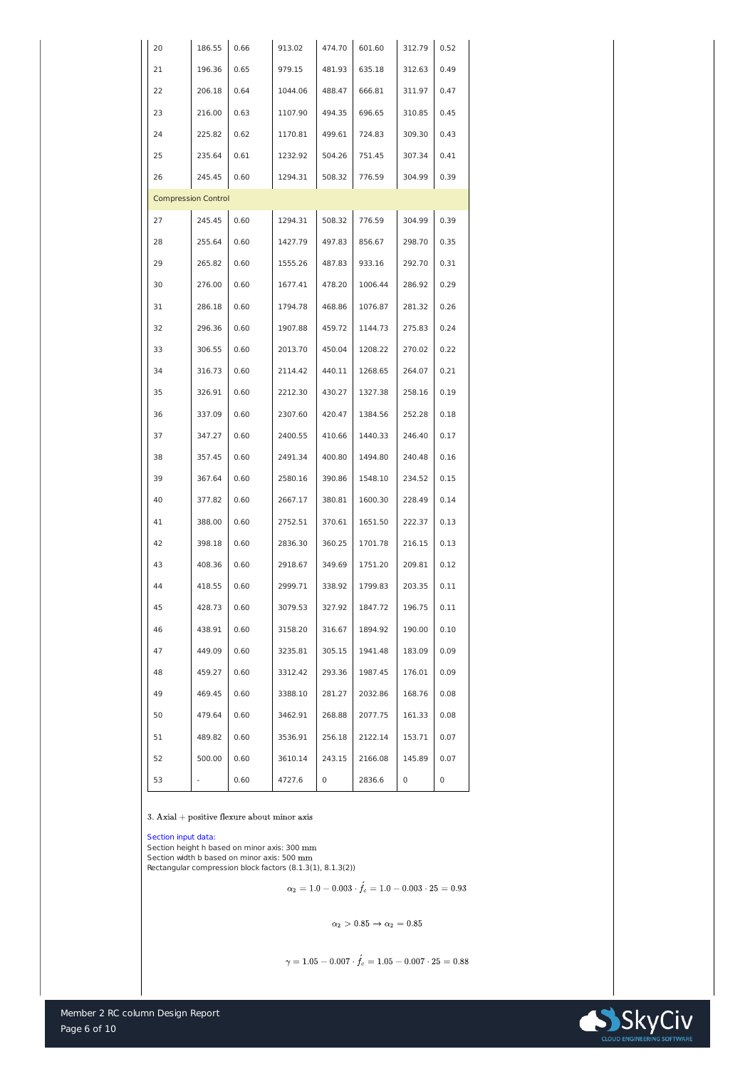| | | | | | | | |
|---|---|---|---|---|---|---|---|
| 20 | 186.55 | 0.66 | 913.02 | 474.70 | 601.60 | 312.79 | 0.52 |
| 21 | 196.36 | 0.65 | 979.15 | 481.93 | 635.18 | 312.63 | 0.49 |
| 22 | 206.18 | 0.64 | 1044.06 | 488.47 | 666.81 | 311.97 | 0.47 |
| 23 | 216.00 | 0.63 | 1107.90 | 494.35 | 696.65 | 310.85 | 0.45 |
| 24 | 225.82 | 0.62 | 1170.81 | 499.61 | 724.83 | 309.30 | 0.43 |
| 25 | 235.64 | 0.61 | 1232.92 | 504.26 | 751.45 | 307.34 | 0.41 |
| 26 | 245.45 | 0.60 | 1294.31 | 508.32 | 776.59 | 304.99 | 0.39 |
| Compression Control | | | | | | | |
| 27 | 245.45 | 0.60 | 1294.31 | 508.32 | 776.59 | 304.99 | 0.39 |
| 28 | 255.64 | 0.60 | 1427.79 | 497.83 | 856.67 | 298.70 | 0.35 |
| 29 | 265.82 | 0.60 | 1555.26 | 487.83 | 933.16 | 292.70 | 0.31 |
| 30 | 276.00 | 0.60 | 1677.41 | 478.20 | 1006.44 | 286.92 | 0.29 |
| 31 | 286.18 | 0.60 | 1794.78 | 468.86 | 1076.87 | 281.32 | 0.26 |
| 32 | 296.36 | 0.60 | 1907.88 | 459.72 | 1144.73 | 275.83 | 0.24 |
| 33 | 306.55 | 0.60 | 2013.70 | 450.04 | 1208.22 | 270.02 | 0.22 |
| 34 | 316.73 | 0.60 | 2114.42 | 440.11 | 1268.65 | 264.07 | 0.21 |
| 35 | 326.91 | 0.60 | 2212.30 | 430.27 | 1327.38 | 258.16 | 0.19 |
| 36 | 337.09 | 0.60 | 2307.60 | 420.47 | 1384.56 | 252.28 | 0.18 |
| 37 | 347.27 | 0.60 | 2400.55 | 410.66 | 1440.33 | 246.40 | 0.17 |
| 38 | 357.45 | 0.60 | 2491.34 | 400.80 | 1494.80 | 240.48 | 0.16 |
| 39 | 367.64 | 0.60 | 2580.16 | 390.86 | 1548.10 | 234.52 | 0.15 |
| 40 | 377.82 | 0.60 | 2667.17 | 380.81 | 1600.30 | 228.49 | 0.14 |
| 41 | 388.00 | 0.60 | 2752.51 | 370.61 | 1651.50 | 222.37 | 0.13 |
| 42 | 398.18 | 0.60 | 2836.30 | 360.25 | 1701.78 | 216.15 | 0.13 |
| 43 | 408.36 | 0.60 | 2918.67 | 349.69 | 1751.20 | 209.81 | 0.12 |
| 44 | 418.55 | 0.60 | 2999.71 | 338.92 | 1799.83 | 203.35 | 0.11 |
| 45 | 428.73 | 0.60 | 3079.53 | 327.92 | 1847.72 | 196.75 | 0.11 |
| 46 | 438.91 | 0.60 | 3158.20 | 316.67 | 1894.92 | 190.00 | 0.10 |
| 47 | 449.09 | 0.60 | 3235.81 | 305.15 | 1941.48 | 183.09 | 0.09 |
| 48 | 459.27 | 0.60 | 3312.42 | 293.36 | 1987.45 | 176.01 | 0.09 |
| 49 | 469.45 | 0.60 | 3388.10 | 281.27 | 2032.86 | 168.76 | 0.08 |
| 50 | 479.64 | 0.60 | 3462.91 | 268.88 | 2077.75 | 161.33 | 0.08 |
| 51 | 489.82 | 0.60 | 3536.91 | 256.18 | 2122.14 | 153.71 | 0.07 |
| 52 | 500.00 | 0.60 | 3610.14 | 243.15 | 2166.08 | 145.89 | 0.07 |
| 53 | - | 0.60 | 4727.6 | 0 | 2836.6 | 0 | 0 |

3. Axial + positive flexure about minor axis

Section input data:

Section height h based on minor axis: 300 mm

Section width b based on minor axis: 500 mm

Rectangular compression block factors (8.1.3(1), 8.1.3(2))

$$\alpha_2 = 1.0 - 0.003 \cdot \acute{f_c} = 1.0 - 0.003 \cdot 25 = 0.93$$

$$\alpha_2 > 0.85 \rightarrow \alpha_2 = 0.85$$

$$\gamma = 1.05 - 0.007 \cdot \acute{f_c} = 1.05 - 0.007 \cdot 25 = 0.88$$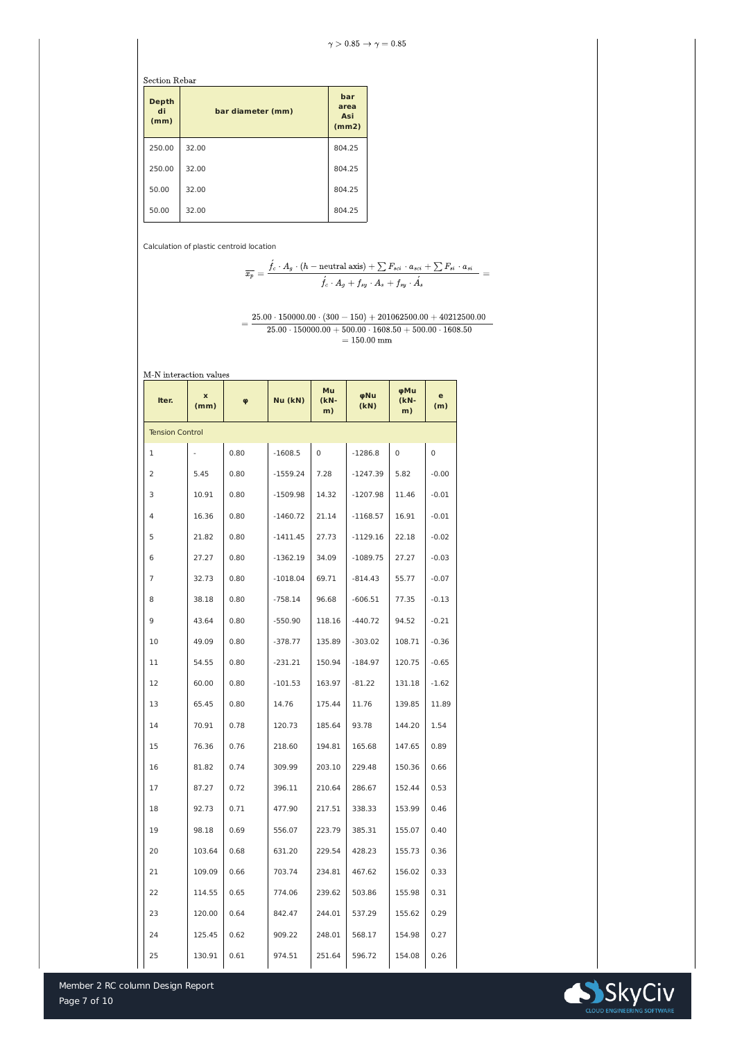$$\gamma > 0.85 \rightarrow \gamma = 0.85$$

Section Rebar

| Depth di (mm) | bar diameter (mm) | bar area Asi (mm2) |
|---|---|---|
| 250.00 | 32.00 | 804.25 |
| 250.00 | 32.00 | 804.25 |
| 50.00 | 32.00 | 804.25 |
| 50.00 | 32.00 | 804.25 |

Calculation of plastic centroid location

$$\overline{x_p} = \frac{\acute{f_c} \cdot A_g \cdot (h - \text{neutral axis}) + \sum F_{sci} \cdot a_{sci} + \sum F_{si} \cdot a_{si}}{\acute{f_c} \cdot A_g + f_{sy} \cdot A_s + f_{sy} \cdot \acute{A_s}} =$$

$$= \frac{25.00 \cdot 150000.00 \cdot (300 - 150) + 201062500.00 + 40212500.00}{25.00 \cdot 150000.00 + 500.00 \cdot 1608.50 + 500.00 \cdot 1608.50} = 150.00 \text{ mm}$$

M-N interaction values

| Iter. | x (mm) | φ | Nu (kN) | Mu (kN-m) | φNu (kN) | φMu (kN-m) | e (m) |
|---|---|---|---|---|---|---|---|
| Tension Control | | | | | | | |
| 1 | - | 0.80 | -1608.5 | 0 | -1286.8 | 0 | 0 |
| 2 | 5.45 | 0.80 | -1559.24 | 7.28 | -1247.39 | 5.82 | -0.00 |
| 3 | 10.91 | 0.80 | -1509.98 | 14.32 | -1207.98 | 11.46 | -0.01 |
| 4 | 16.36 | 0.80 | -1460.72 | 21.14 | -1168.57 | 16.91 | -0.01 |
| 5 | 21.82 | 0.80 | -1411.45 | 27.73 | -1129.16 | 22.18 | -0.02 |
| 6 | 27.27 | 0.80 | -1362.19 | 34.09 | -1089.75 | 27.27 | -0.03 |
| 7 | 32.73 | 0.80 | -1018.04 | 69.71 | -814.43 | 55.77 | -0.07 |
| 8 | 38.18 | 0.80 | -758.14 | 96.68 | -606.51 | 77.35 | -0.13 |
| 9 | 43.64 | 0.80 | -550.90 | 118.16 | -440.72 | 94.52 | -0.21 |
| 10 | 49.09 | 0.80 | -378.77 | 135.89 | -303.02 | 108.71 | -0.36 |
| 11 | 54.55 | 0.80 | -231.21 | 150.94 | -184.97 | 120.75 | -0.65 |
| 12 | 60.00 | 0.80 | -101.53 | 163.97 | -81.22 | 131.18 | -1.62 |
| 13 | 65.45 | 0.80 | 14.76 | 175.44 | 11.76 | 139.85 | 11.89 |
| 14 | 70.91 | 0.78 | 120.73 | 185.64 | 93.78 | 144.20 | 1.54 |
| 15 | 76.36 | 0.76 | 218.60 | 194.81 | 165.68 | 147.65 | 0.89 |
| 16 | 81.82 | 0.74 | 309.99 | 203.10 | 229.48 | 150.36 | 0.66 |
| 17 | 87.27 | 0.72 | 396.11 | 210.64 | 286.67 | 152.44 | 0.53 |
| 18 | 92.73 | 0.71 | 477.90 | 217.51 | 338.33 | 153.99 | 0.46 |
| 19 | 98.18 | 0.69 | 556.07 | 223.79 | 385.31 | 155.07 | 0.40 |
| 20 | 103.64 | 0.68 | 631.20 | 229.54 | 428.23 | 155.73 | 0.36 |
| 21 | 109.09 | 0.66 | 703.74 | 234.81 | 467.62 | 156.02 | 0.33 |
| 22 | 114.55 | 0.65 | 774.06 | 239.62 | 503.86 | 155.98 | 0.31 |
| 23 | 120.00 | 0.64 | 842.47 | 244.01 | 537.29 | 155.62 | 0.29 |
| 24 | 125.45 | 0.62 | 909.22 | 248.01 | 568.17 | 154.98 | 0.27 |
| 25 | 130.91 | 0.61 | 974.51 | 251.64 | 596.72 | 154.08 | 0.26 |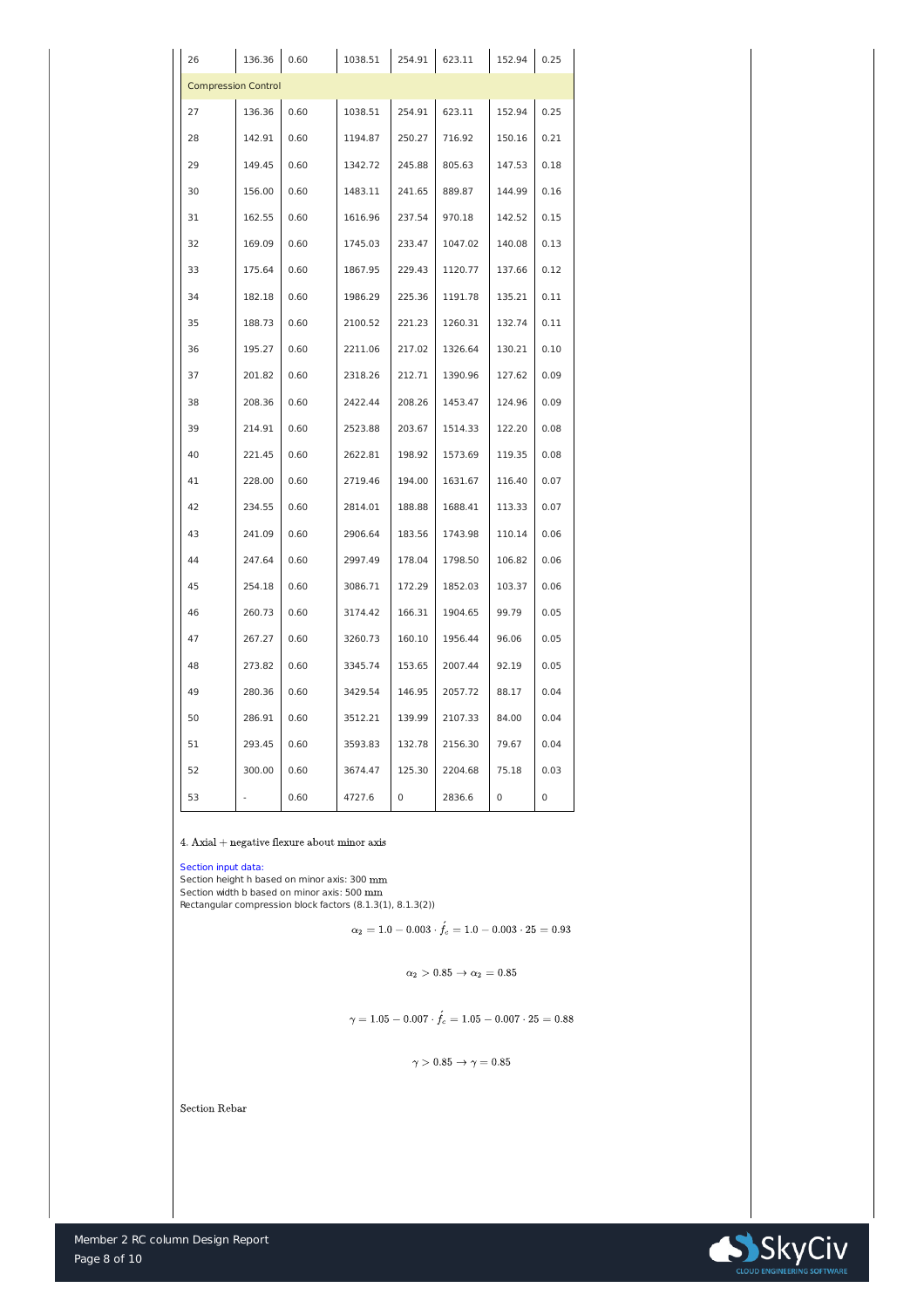| 26 | 136.36 | 0.60 | 1038.51 | 254.91 | 623.11 | 152.94 | 0.25 |
|---|---|---|---|---|---|---|---|
| Compression Control | | | | | | | |
| 27 | 136.36 | 0.60 | 1038.51 | 254.91 | 623.11 | 152.94 | 0.25 |
| 28 | 142.91 | 0.60 | 1194.87 | 250.27 | 716.92 | 150.16 | 0.21 |
| 29 | 149.45 | 0.60 | 1342.72 | 245.88 | 805.63 | 147.53 | 0.18 |
| 30 | 156.00 | 0.60 | 1483.11 | 241.65 | 889.87 | 144.99 | 0.16 |
| 31 | 162.55 | 0.60 | 1616.96 | 237.54 | 970.18 | 142.52 | 0.15 |
| 32 | 169.09 | 0.60 | 1745.03 | 233.47 | 1047.02 | 140.08 | 0.13 |
| 33 | 175.64 | 0.60 | 1867.95 | 229.43 | 1120.77 | 137.66 | 0.12 |
| 34 | 182.18 | 0.60 | 1986.29 | 225.36 | 1191.78 | 135.21 | 0.11 |
| 35 | 188.73 | 0.60 | 2100.52 | 221.23 | 1260.31 | 132.74 | 0.11 |
| 36 | 195.27 | 0.60 | 2211.06 | 217.02 | 1326.64 | 130.21 | 0.10 |
| 37 | 201.82 | 0.60 | 2318.26 | 212.71 | 1390.96 | 127.62 | 0.09 |
| 38 | 208.36 | 0.60 | 2422.44 | 208.26 | 1453.47 | 124.96 | 0.09 |
| 39 | 214.91 | 0.60 | 2523.88 | 203.67 | 1514.33 | 122.20 | 0.08 |
| 40 | 221.45 | 0.60 | 2622.81 | 198.92 | 1573.69 | 119.35 | 0.08 |
| 41 | 228.00 | 0.60 | 2719.46 | 194.00 | 1631.67 | 116.40 | 0.07 |
| 42 | 234.55 | 0.60 | 2814.01 | 188.88 | 1688.41 | 113.33 | 0.07 |
| 43 | 241.09 | 0.60 | 2906.64 | 183.56 | 1743.98 | 110.14 | 0.06 |
| 44 | 247.64 | 0.60 | 2997.49 | 178.04 | 1798.50 | 106.82 | 0.06 |
| 45 | 254.18 | 0.60 | 3086.71 | 172.29 | 1852.03 | 103.37 | 0.06 |
| 46 | 260.73 | 0.60 | 3174.42 | 166.31 | 1904.65 | 99.79 | 0.05 |
| 47 | 267.27 | 0.60 | 3260.73 | 160.10 | 1956.44 | 96.06 | 0.05 |
| 48 | 273.82 | 0.60 | 3345.74 | 153.65 | 2007.44 | 92.19 | 0.05 |
| 49 | 280.36 | 0.60 | 3429.54 | 146.95 | 2057.72 | 88.17 | 0.04 |
| 50 | 286.91 | 0.60 | 3512.21 | 139.99 | 2107.33 | 84.00 | 0.04 |
| 51 | 293.45 | 0.60 | 3593.83 | 132.78 | 2156.30 | 79.67 | 0.04 |
| 52 | 300.00 | 0.60 | 3674.47 | 125.30 | 2204.68 | 75.18 | 0.03 |
| 53 | - | 0.60 | 4727.6 | 0 | 2836.6 | 0 | 0 |

4. Axial + negative flexure about minor axis

Section input data:
Section height h based on minor axis: 300 mm
Section width b based on minor axis: 500 mm
Rectangular compression block factors (8.1.3(1), 8.1.3(2))

$$\alpha_2 = 1.0 - 0.003 \cdot \acute{f_c} = 1.0 - 0.003 \cdot 25 = 0.93$$

$$\alpha_2 > 0.85 \rightarrow \alpha_2 = 0.85$$

$$\gamma = 1.05 - 0.007 \cdot \acute{f_c} = 1.05 - 0.007 \cdot 25 = 0.88$$

$$\gamma > 0.85 \rightarrow \gamma = 0.85$$

Section Rebar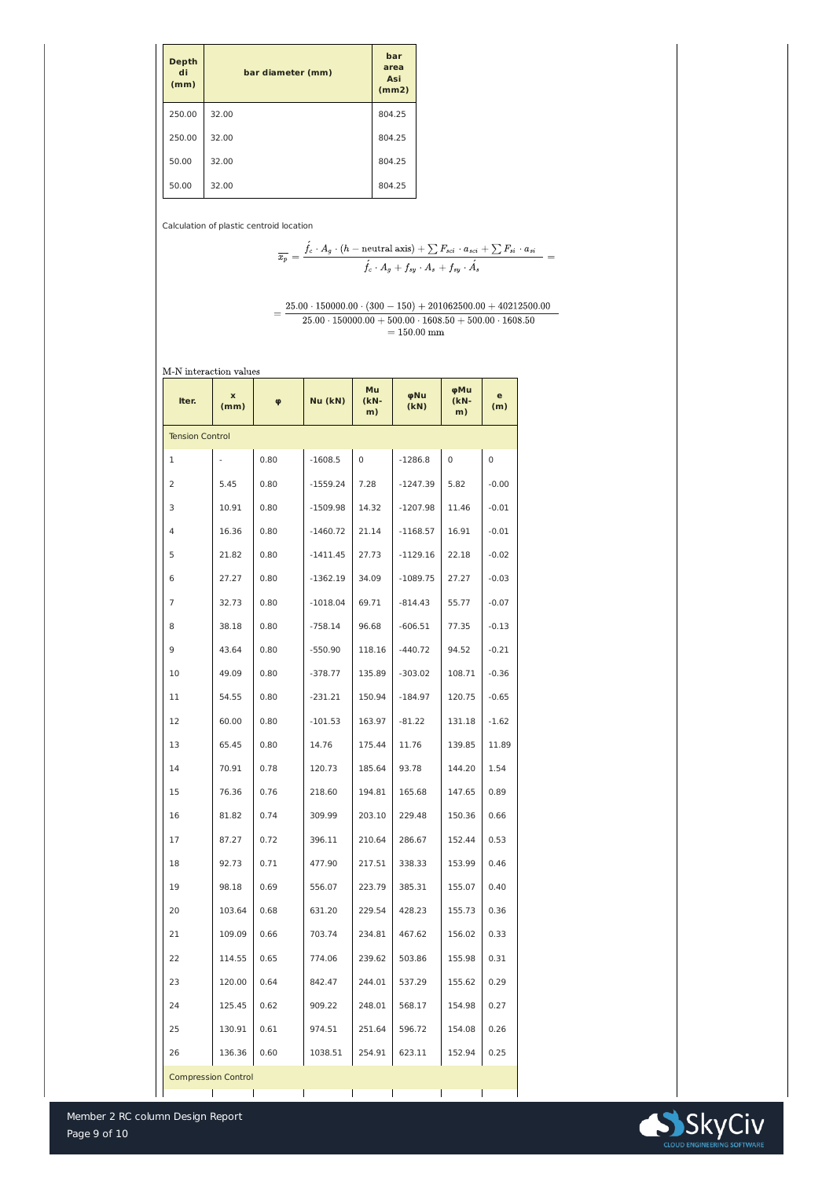| Depth di (mm) | bar diameter (mm) | bar area Asi (mm2) |
|---|---|---|
| 250.00 | 32.00 | 804.25 |
| 250.00 | 32.00 | 804.25 |
| 50.00 | 32.00 | 804.25 |
| 50.00 | 32.00 | 804.25 |

Calculation of plastic centroid location

$$\overline{x_p} = \frac{\acute{f_c} \cdot A_g \cdot (h - \text{neutral axis}) + \sum F_{sci} \cdot a_{sci} + \sum F_{si} \cdot a_{si}}{\acute{f_c} \cdot A_g + f_{sy} \cdot A_s + f_{sy} \cdot \acute{A_s}} =$$

$$= \frac{25.00 \cdot 150000.00 \cdot (300 - 150) + 201062500.00 + 40212500.00}{25.00 \cdot 150000.00 + 500.00 \cdot 1608.50 + 500.00 \cdot 1608.50} = 150.00 \text{ mm}$$

M-N interaction values

| Iter. | x (mm) | φ | Nu (kN) | Mu (kN-m) | φNu (kN) | φMu (kN-m) | e (m) |
|---|---|---|---|---|---|---|---|
| Tension Control | | | | | | | |
| 1 | - | 0.80 | -1608.5 | 0 | -1286.8 | 0 | 0 |
| 2 | 5.45 | 0.80 | -1559.24 | 7.28 | -1247.39 | 5.82 | -0.00 |
| 3 | 10.91 | 0.80 | -1509.98 | 14.32 | -1207.98 | 11.46 | -0.01 |
| 4 | 16.36 | 0.80 | -1460.72 | 21.14 | -1168.57 | 16.91 | -0.01 |
| 5 | 21.82 | 0.80 | -1411.45 | 27.73 | -1129.16 | 22.18 | -0.02 |
| 6 | 27.27 | 0.80 | -1362.19 | 34.09 | -1089.75 | 27.27 | -0.03 |
| 7 | 32.73 | 0.80 | -1018.04 | 69.71 | -814.43 | 55.77 | -0.07 |
| 8 | 38.18 | 0.80 | -758.14 | 96.68 | -606.51 | 77.35 | -0.13 |
| 9 | 43.64 | 0.80 | -550.90 | 118.16 | -440.72 | 94.52 | -0.21 |
| 10 | 49.09 | 0.80 | -378.77 | 135.89 | -303.02 | 108.71 | -0.36 |
| 11 | 54.55 | 0.80 | -231.21 | 150.94 | -184.97 | 120.75 | -0.65 |
| 12 | 60.00 | 0.80 | -101.53 | 163.97 | -81.22 | 131.18 | -1.62 |
| 13 | 65.45 | 0.80 | 14.76 | 175.44 | 11.76 | 139.85 | 11.89 |
| 14 | 70.91 | 0.78 | 120.73 | 185.64 | 93.78 | 144.20 | 1.54 |
| 15 | 76.36 | 0.76 | 218.60 | 194.81 | 165.68 | 147.65 | 0.89 |
| 16 | 81.82 | 0.74 | 309.99 | 203.10 | 229.48 | 150.36 | 0.66 |
| 17 | 87.27 | 0.72 | 396.11 | 210.64 | 286.67 | 152.44 | 0.53 |
| 18 | 92.73 | 0.71 | 477.90 | 217.51 | 338.33 | 153.99 | 0.46 |
| 19 | 98.18 | 0.69 | 556.07 | 223.79 | 385.31 | 155.07 | 0.40 |
| 20 | 103.64 | 0.68 | 631.20 | 229.54 | 428.23 | 155.73 | 0.36 |
| 21 | 109.09 | 0.66 | 703.74 | 234.81 | 467.62 | 156.02 | 0.33 |
| 22 | 114.55 | 0.65 | 774.06 | 239.62 | 503.86 | 155.98 | 0.31 |
| 23 | 120.00 | 0.64 | 842.47 | 244.01 | 537.29 | 155.62 | 0.29 |
| 24 | 125.45 | 0.62 | 909.22 | 248.01 | 568.17 | 154.98 | 0.27 |
| 25 | 130.91 | 0.61 | 974.51 | 251.64 | 596.72 | 154.08 | 0.26 |
| 26 | 136.36 | 0.60 | 1038.51 | 254.91 | 623.11 | 152.94 | 0.25 |
| Compression Control | | | | | | | |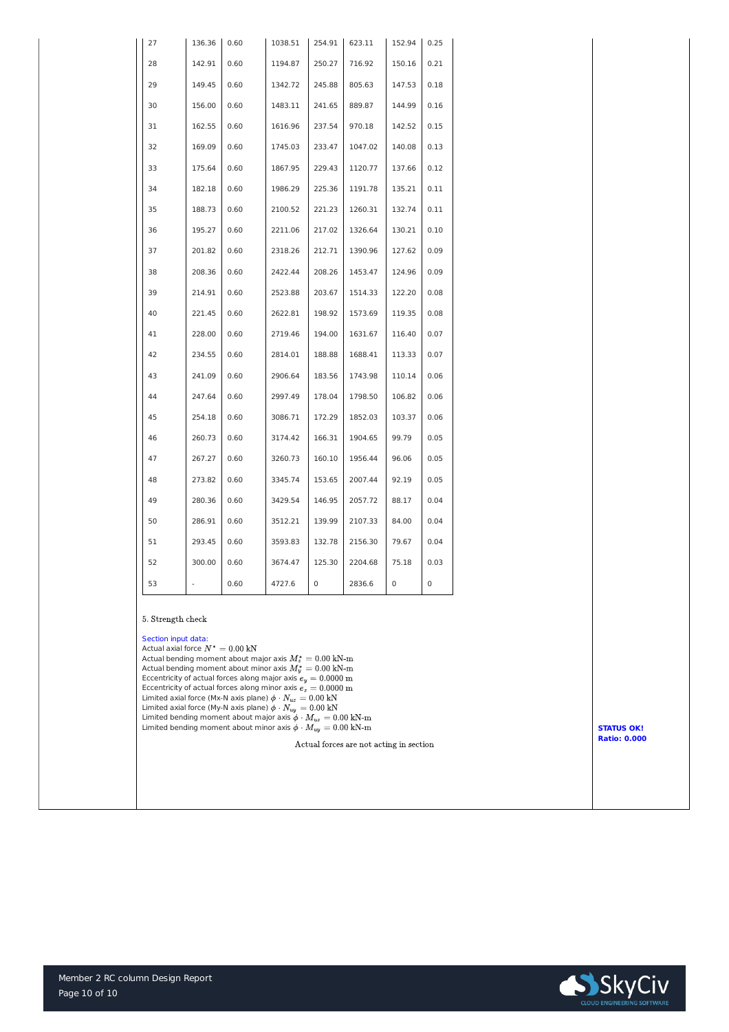| | | | | | | | |
|---|---|---|---|---|---|---|---|
| 27 | 136.36 | 0.60 | 1038.51 | 254.91 | 623.11 | 152.94 | 0.25 |
| 28 | 142.91 | 0.60 | 1194.87 | 250.27 | 716.92 | 150.16 | 0.21 |
| 29 | 149.45 | 0.60 | 1342.72 | 245.88 | 805.63 | 147.53 | 0.18 |
| 30 | 156.00 | 0.60 | 1483.11 | 241.65 | 889.87 | 144.99 | 0.16 |
| 31 | 162.55 | 0.60 | 1616.96 | 237.54 | 970.18 | 142.52 | 0.15 |
| 32 | 169.09 | 0.60 | 1745.03 | 233.47 | 1047.02 | 140.08 | 0.13 |
| 33 | 175.64 | 0.60 | 1867.95 | 229.43 | 1120.77 | 137.66 | 0.12 |
| 34 | 182.18 | 0.60 | 1986.29 | 225.36 | 1191.78 | 135.21 | 0.11 |
| 35 | 188.73 | 0.60 | 2100.52 | 221.23 | 1260.31 | 132.74 | 0.11 |
| 36 | 195.27 | 0.60 | 2211.06 | 217.02 | 1326.64 | 130.21 | 0.10 |
| 37 | 201.82 | 0.60 | 2318.26 | 212.71 | 1390.96 | 127.62 | 0.09 |
| 38 | 208.36 | 0.60 | 2422.44 | 208.26 | 1453.47 | 124.96 | 0.09 |
| 39 | 214.91 | 0.60 | 2523.88 | 203.67 | 1514.33 | 122.20 | 0.08 |
| 40 | 221.45 | 0.60 | 2622.81 | 198.92 | 1573.69 | 119.35 | 0.08 |
| 41 | 228.00 | 0.60 | 2719.46 | 194.00 | 1631.67 | 116.40 | 0.07 |
| 42 | 234.55 | 0.60 | 2814.01 | 188.88 | 1688.41 | 113.33 | 0.07 |
| 43 | 241.09 | 0.60 | 2906.64 | 183.56 | 1743.98 | 110.14 | 0.06 |
| 44 | 247.64 | 0.60 | 2997.49 | 178.04 | 1798.50 | 106.82 | 0.06 |
| 45 | 254.18 | 0.60 | 3086.71 | 172.29 | 1852.03 | 103.37 | 0.06 |
| 46 | 260.73 | 0.60 | 3174.42 | 166.31 | 1904.65 | 99.79 | 0.05 |
| 47 | 267.27 | 0.60 | 3260.73 | 160.10 | 1956.44 | 96.06 | 0.05 |
| 48 | 273.82 | 0.60 | 3345.74 | 153.65 | 2007.44 | 92.19 | 0.05 |
| 49 | 280.36 | 0.60 | 3429.54 | 146.95 | 2057.72 | 88.17 | 0.04 |
| 50 | 286.91 | 0.60 | 3512.21 | 139.99 | 2107.33 | 84.00 | 0.04 |
| 51 | 293.45 | 0.60 | 3593.83 | 132.78 | 2156.30 | 79.67 | 0.04 |
| 52 | 300.00 | 0.60 | 3674.47 | 125.30 | 2204.68 | 75.18 | 0.03 |
| 53 | - | 0.60 | 4727.6 | 0 | 2836.6 | 0 | 0 |

5. Strength check

Section input data:
Actual axial force $N^* = 0.00$ kN
Actual bending moment about major axis $M_z^* = 0.00$ kN-m
Actual bending moment about minor axis $M_y^* = 0.00$ kN-m
Eccentricity of actual forces along major axis $e_y = 0.0000$ m
Eccentricity of actual forces along minor axis $e_z = 0.0000$ m
Limited axial force (Mx-N axis plane) $\phi \cdot N_{uz} = 0.00$ kN
Limited axial force (My-N axis plane) $\phi \cdot N_{uy} = 0.00$ kN
Limited bending moment about major axis $\phi \cdot M_{uz} = 0.00$ kN-m
Limited bending moment about minor axis $\phi \cdot M_{uy} = 0.00$ kN-m

Actual forces are not acting in section

**STATUS OK!**
**Ratio: 0.000**